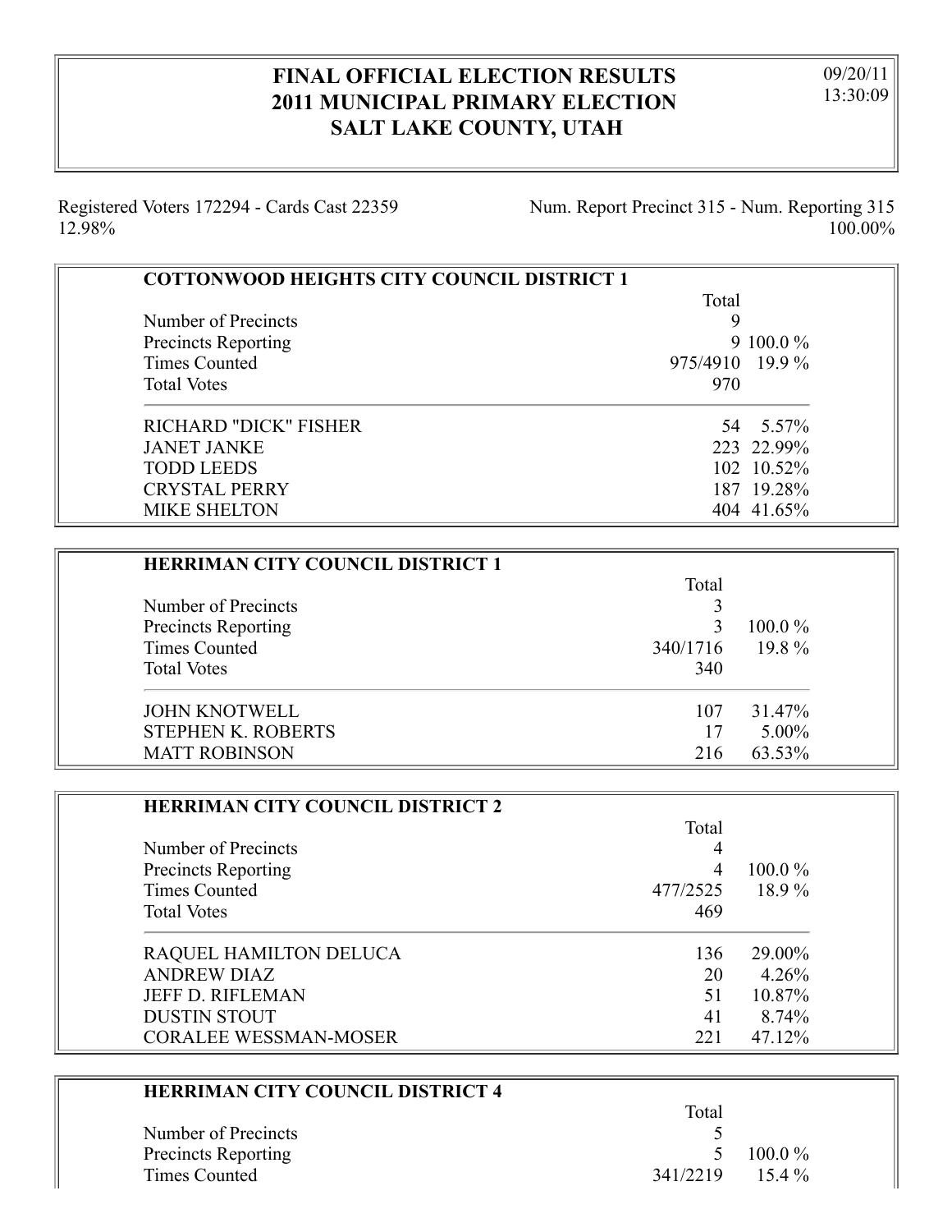# FINAL OFFICIAL ELECTION RESULTS
# 2011 MUNICIPAL PRIMARY ELECTION
# SALT LAKE COUNTY, UTAH

09/20/11
13:30:09

Registered Voters 172294 - Cards Cast 22359 12.98%

Num. Report Precinct 315 - Num. Reporting 315 100.00%

## COTTONWOOD HEIGHTS CITY COUNCIL DISTRICT 1

| | Total | |
|---|---|---|
| Number of Precincts | 9 | |
| Precincts Reporting | 9 | 100.0 % |
| Times Counted | 975/4910 | 19.9 % |
| Total Votes | 970 | |
| RICHARD "DICK" FISHER | 54 | 5.57% |
| JANET JANKE | 223 | 22.99% |
| TODD LEEDS | 102 | 10.52% |
| CRYSTAL PERRY | 187 | 19.28% |
| MIKE SHELTON | 404 | 41.65% |

## HERRIMAN CITY COUNCIL DISTRICT 1

| | Total | |
|---|---|---|
| Number of Precincts | 3 | |
| Precincts Reporting | 3 | 100.0 % |
| Times Counted | 340/1716 | 19.8 % |
| Total Votes | 340 | |
| JOHN KNOTWELL | 107 | 31.47% |
| STEPHEN K. ROBERTS | 17 | 5.00% |
| MATT ROBINSON | 216 | 63.53% |

## HERRIMAN CITY COUNCIL DISTRICT 2

| | Total | |
|---|---|---|
| Number of Precincts | 4 | |
| Precincts Reporting | 4 | 100.0 % |
| Times Counted | 477/2525 | 18.9 % |
| Total Votes | 469 | |
| RAQUEL HAMILTON DELUCA | 136 | 29.00% |
| ANDREW DIAZ | 20 | 4.26% |
| JEFF D. RIFLEMAN | 51 | 10.87% |
| DUSTIN STOUT | 41 | 8.74% |
| CORALEE WESSMAN-MOSER | 221 | 47.12% |

## HERRIMAN CITY COUNCIL DISTRICT 4

| | Total | |
|---|---|---|
| Number of Precincts | 5 | |
| Precincts Reporting | 5 | 100.0 % |
| Times Counted | 341/2219 | 15.4 % |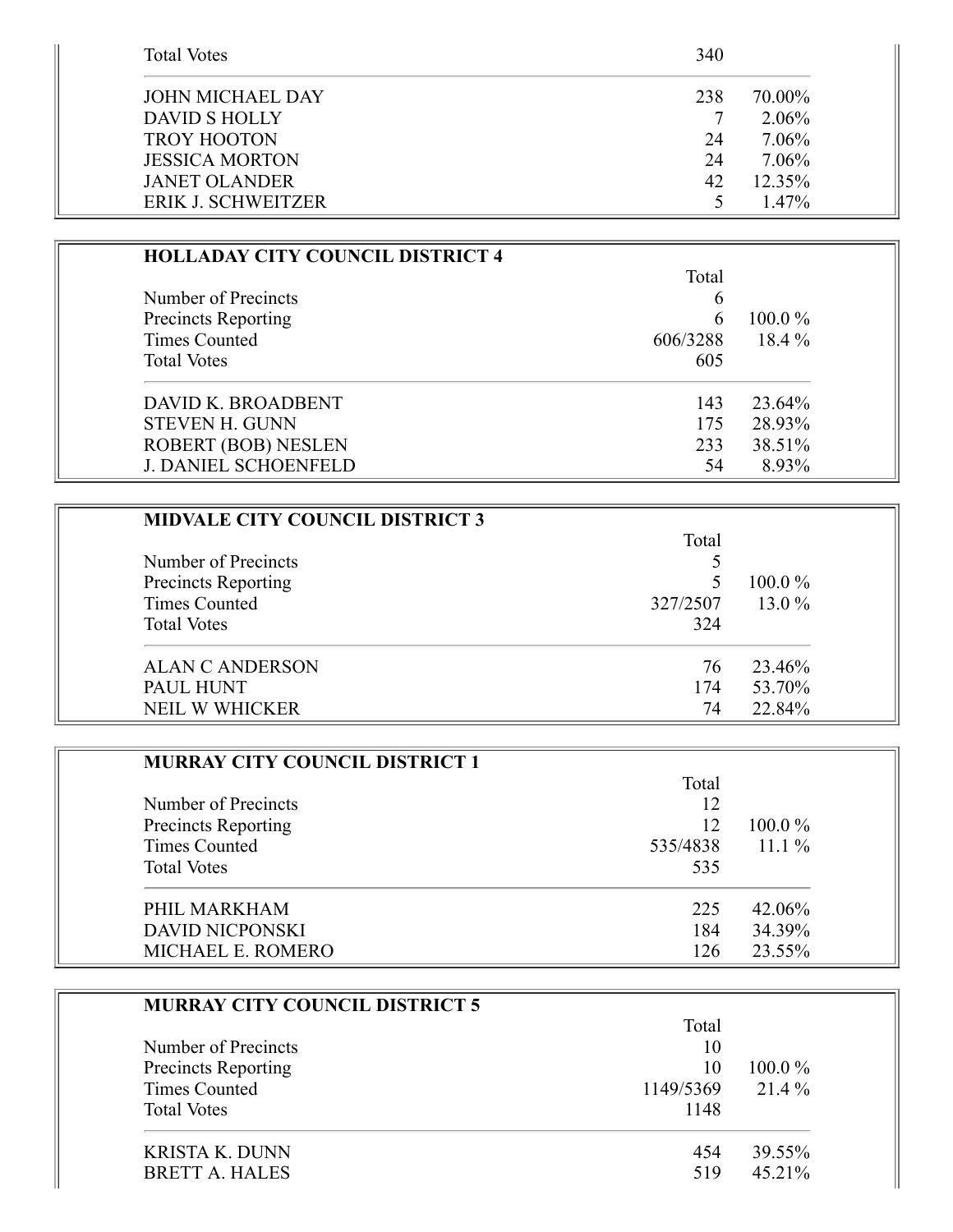| | | |
|---|---|---|
| Total Votes | 340 | |
| JOHN MICHAEL DAY | 238 | 70.00% |
| DAVID S HOLLY | 7 | 2.06% |
| TROY HOOTON | 24 | 7.06% |
| JESSICA MORTON | 24 | 7.06% |
| JANET OLANDER | 42 | 12.35% |
| ERIK J. SCHWEITZER | 5 | 1.47% |

**HOLLADAY CITY COUNCIL DISTRICT 4**

| | Total | |
|---|---|---|
| Number of Precincts | 6 | |
| Precincts Reporting | 6 | 100.0 % |
| Times Counted | 606/3288 | 18.4 % |
| Total Votes | 605 | |
| DAVID K. BROADBENT | 143 | 23.64% |
| STEVEN H. GUNN | 175 | 28.93% |
| ROBERT (BOB) NESLEN | 233 | 38.51% |
| J. DANIEL SCHOENFELD | 54 | 8.93% |

**MIDVALE CITY COUNCIL DISTRICT 3**

| | Total | |
|---|---|---|
| Number of Precincts | 5 | |
| Precincts Reporting | 5 | 100.0 % |
| Times Counted | 327/2507 | 13.0 % |
| Total Votes | 324 | |
| ALAN C ANDERSON | 76 | 23.46% |
| PAUL HUNT | 174 | 53.70% |
| NEIL W WHICKER | 74 | 22.84% |

**MURRAY CITY COUNCIL DISTRICT 1**

| | Total | |
|---|---|---|
| Number of Precincts | 12 | |
| Precincts Reporting | 12 | 100.0 % |
| Times Counted | 535/4838 | 11.1 % |
| Total Votes | 535 | |
| PHIL MARKHAM | 225 | 42.06% |
| DAVID NICPONSKI | 184 | 34.39% |
| MICHAEL E. ROMERO | 126 | 23.55% |

**MURRAY CITY COUNCIL DISTRICT 5**

| | Total | |
|---|---|---|
| Number of Precincts | 10 | |
| Precincts Reporting | 10 | 100.0 % |
| Times Counted | 1149/5369 | 21.4 % |
| Total Votes | 1148 | |
| KRISTA K. DUNN | 454 | 39.55% |
| BRETT A. HALES | 519 | 45.21% |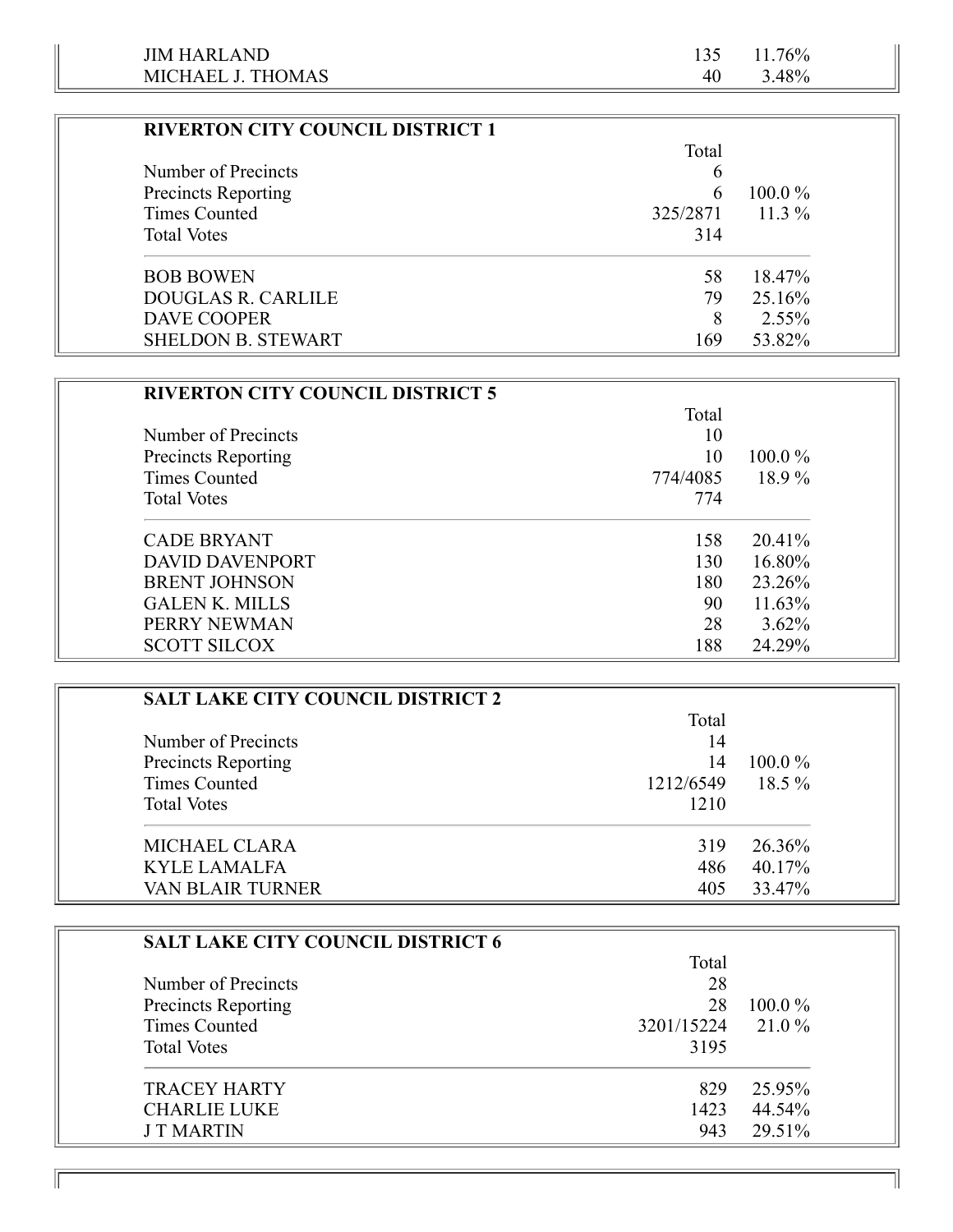| | | |
|---|---|---|
| JIM HARLAND | 135 | 11.76% |
| MICHAEL J. THOMAS | 40 | 3.48% |

**RIVERTON CITY COUNCIL DISTRICT 1**

| | Total | |
|---|---|---|
| Number of Precincts | 6 | |
| Precincts Reporting | 6 | 100.0 % |
| Times Counted | 325/2871 | 11.3 % |
| Total Votes | 314 | |
| BOB BOWEN | 58 | 18.47% |
| DOUGLAS R. CARLILE | 79 | 25.16% |
| DAVE COOPER | 8 | 2.55% |
| SHELDON B. STEWART | 169 | 53.82% |

**RIVERTON CITY COUNCIL DISTRICT 5**

| | Total | |
|---|---|---|
| Number of Precincts | 10 | |
| Precincts Reporting | 10 | 100.0 % |
| Times Counted | 774/4085 | 18.9 % |
| Total Votes | 774 | |
| CADE BRYANT | 158 | 20.41% |
| DAVID DAVENPORT | 130 | 16.80% |
| BRENT JOHNSON | 180 | 23.26% |
| GALEN K. MILLS | 90 | 11.63% |
| PERRY NEWMAN | 28 | 3.62% |
| SCOTT SILCOX | 188 | 24.29% |

**SALT LAKE CITY COUNCIL DISTRICT 2**

| | Total | |
|---|---|---|
| Number of Precincts | 14 | |
| Precincts Reporting | 14 | 100.0 % |
| Times Counted | 1212/6549 | 18.5 % |
| Total Votes | 1210 | |
| MICHAEL CLARA | 319 | 26.36% |
| KYLE LAMALFA | 486 | 40.17% |
| VAN BLAIR TURNER | 405 | 33.47% |

**SALT LAKE CITY COUNCIL DISTRICT 6**

| | Total | |
|---|---|---|
| Number of Precincts | 28 | |
| Precincts Reporting | 28 | 100.0 % |
| Times Counted | 3201/15224 | 21.0 % |
| Total Votes | 3195 | |
| TRACEY HARTY | 829 | 25.95% |
| CHARLIE LUKE | 1423 | 44.54% |
| J T MARTIN | 943 | 29.51% |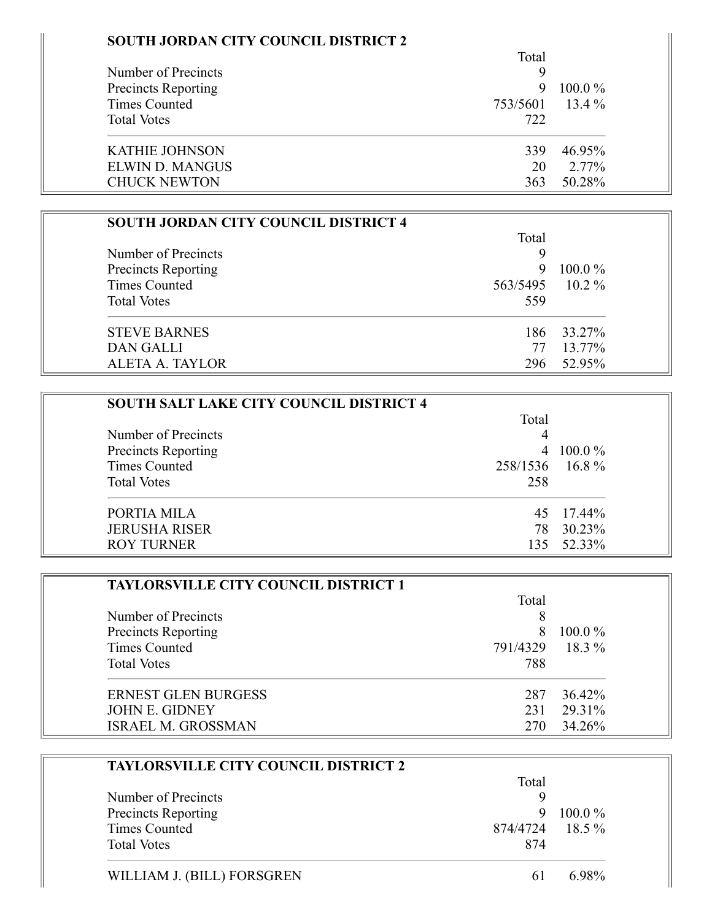## SOUTH JORDAN CITY COUNCIL DISTRICT 2

| | Total | |
|---|---|---|
| Number of Precincts | 9 | |
| Precincts Reporting | 9 | 100.0 % |
| Times Counted | 753/5601 | 13.4 % |
| Total Votes | 722 | |
| KATHIE JOHNSON | 339 | 46.95% |
| ELWIN D. MANGUS | 20 | 2.77% |
| CHUCK NEWTON | 363 | 50.28% |

## SOUTH JORDAN CITY COUNCIL DISTRICT 4

| | Total | |
|---|---|---|
| Number of Precincts | 9 | |
| Precincts Reporting | 9 | 100.0 % |
| Times Counted | 563/5495 | 10.2 % |
| Total Votes | 559 | |
| STEVE BARNES | 186 | 33.27% |
| DAN GALLI | 77 | 13.77% |
| ALETA A. TAYLOR | 296 | 52.95% |

## SOUTH SALT LAKE CITY COUNCIL DISTRICT 4

| | Total | |
|---|---|---|
| Number of Precincts | 4 | |
| Precincts Reporting | 4 | 100.0 % |
| Times Counted | 258/1536 | 16.8 % |
| Total Votes | 258 | |
| PORTIA MILA | 45 | 17.44% |
| JERUSHA RISER | 78 | 30.23% |
| ROY TURNER | 135 | 52.33% |

## TAYLORSVILLE CITY COUNCIL DISTRICT 1

| | Total | |
|---|---|---|
| Number of Precincts | 8 | |
| Precincts Reporting | 8 | 100.0 % |
| Times Counted | 791/4329 | 18.3 % |
| Total Votes | 788 | |
| ERNEST GLEN BURGESS | 287 | 36.42% |
| JOHN E. GIDNEY | 231 | 29.31% |
| ISRAEL M. GROSSMAN | 270 | 34.26% |

## TAYLORSVILLE CITY COUNCIL DISTRICT 2

| | Total | |
|---|---|---|
| Number of Precincts | 9 | |
| Precincts Reporting | 9 | 100.0 % |
| Times Counted | 874/4724 | 18.5 % |
| Total Votes | 874 | |
| WILLIAM J. (BILL) FORSGREN | 61 | 6.98% |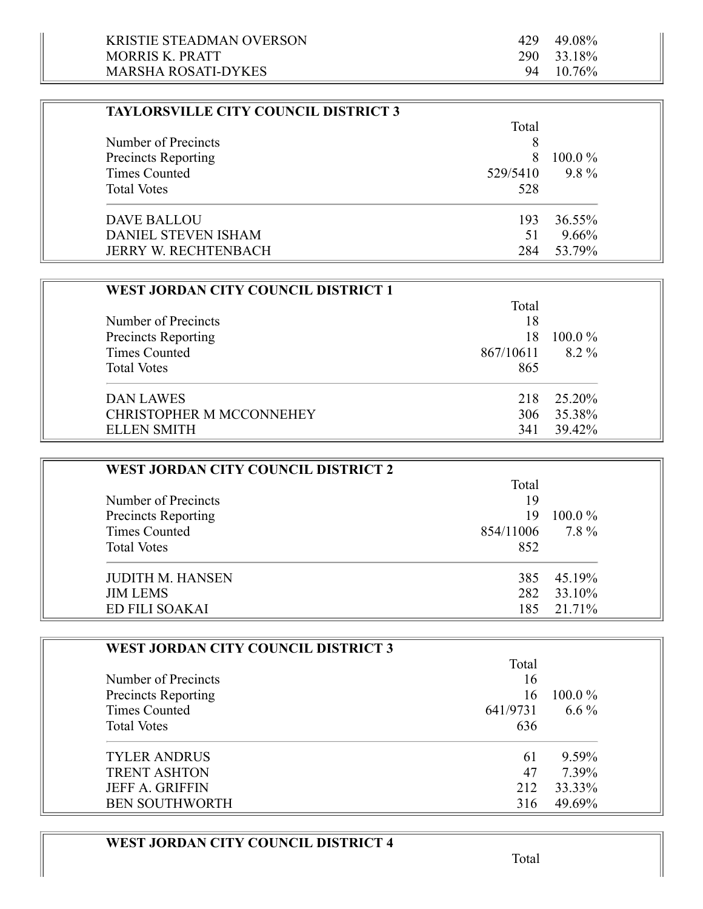| | | |
|---|---|---|
| KRISTIE STEADMAN OVERSON | 429 | 49.08% |
| MORRIS K. PRATT | 290 | 33.18% |
| MARSHA ROSATI-DYKES | 94 | 10.76% |

### TAYLORSVILLE CITY COUNCIL DISTRICT 3

| | Total | |
|---|---|---|
| Number of Precincts | 8 | |
| Precincts Reporting | 8 | 100.0 % |
| Times Counted | 529/5410 | 9.8 % |
| Total Votes | 528 | |
| DAVE BALLOU | 193 | 36.55% |
| DANIEL STEVEN ISHAM | 51 | 9.66% |
| JERRY W. RECHTENBACH | 284 | 53.79% |

### WEST JORDAN CITY COUNCIL DISTRICT 1

| | Total | |
|---|---|---|
| Number of Precincts | 18 | |
| Precincts Reporting | 18 | 100.0 % |
| Times Counted | 867/10611 | 8.2 % |
| Total Votes | 865 | |
| DAN LAWES | 218 | 25.20% |
| CHRISTOPHER M MCCONNEHEY | 306 | 35.38% |
| ELLEN SMITH | 341 | 39.42% |

### WEST JORDAN CITY COUNCIL DISTRICT 2

| | Total | |
|---|---|---|
| Number of Precincts | 19 | |
| Precincts Reporting | 19 | 100.0 % |
| Times Counted | 854/11006 | 7.8 % |
| Total Votes | 852 | |
| JUDITH M. HANSEN | 385 | 45.19% |
| JIM LEMS | 282 | 33.10% |
| ED FILI SOAKAI | 185 | 21.71% |

### WEST JORDAN CITY COUNCIL DISTRICT 3

| | Total | |
|---|---|---|
| Number of Precincts | 16 | |
| Precincts Reporting | 16 | 100.0 % |
| Times Counted | 641/9731 | 6.6 % |
| Total Votes | 636 | |
| TYLER ANDRUS | 61 | 9.59% |
| TRENT ASHTON | 47 | 7.39% |
| JEFF A. GRIFFIN | 212 | 33.33% |
| BEN SOUTHWORTH | 316 | 49.69% |

### WEST JORDAN CITY COUNCIL DISTRICT 4

| | Total | |
|---|---|---|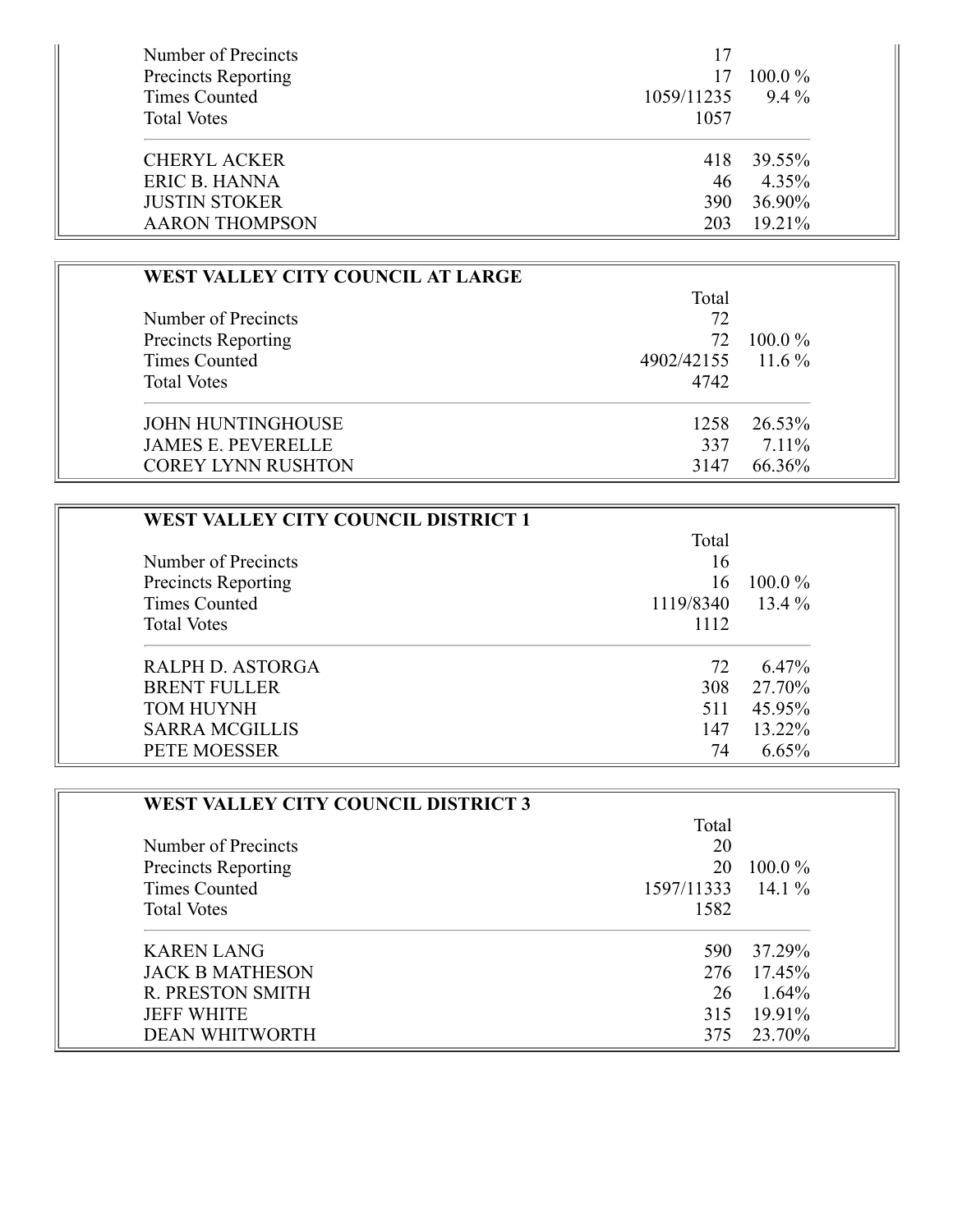| | Total | |
|---|---|---|
| Number of Precincts | 17 | |
| Precincts Reporting | 17 | 100.0 % |
| Times Counted | 1059/11235 | 9.4 % |
| Total Votes | 1057 | |
| CHERYL ACKER | 418 | 39.55% |
| ERIC B. HANNA | 46 | 4.35% |
| JUSTIN STOKER | 390 | 36.90% |
| AARON THOMPSON | 203 | 19.21% |

**WEST VALLEY CITY COUNCIL AT LARGE**

| | Total | |
|---|---|---|
| Number of Precincts | 72 | |
| Precincts Reporting | 72 | 100.0 % |
| Times Counted | 4902/42155 | 11.6 % |
| Total Votes | 4742 | |
| JOHN HUNTINGHOUSE | 1258 | 26.53% |
| JAMES E. PEVERELLE | 337 | 7.11% |
| COREY LYNN RUSHTON | 3147 | 66.36% |

**WEST VALLEY CITY COUNCIL DISTRICT 1**

| | Total | |
|---|---|---|
| Number of Precincts | 16 | |
| Precincts Reporting | 16 | 100.0 % |
| Times Counted | 1119/8340 | 13.4 % |
| Total Votes | 1112 | |
| RALPH D. ASTORGA | 72 | 6.47% |
| BRENT FULLER | 308 | 27.70% |
| TOM HUYNH | 511 | 45.95% |
| SARRA MCGILLIS | 147 | 13.22% |
| PETE MOESSER | 74 | 6.65% |

**WEST VALLEY CITY COUNCIL DISTRICT 3**

| | Total | |
|---|---|---|
| Number of Precincts | 20 | |
| Precincts Reporting | 20 | 100.0 % |
| Times Counted | 1597/11333 | 14.1 % |
| Total Votes | 1582 | |
| KAREN LANG | 590 | 37.29% |
| JACK B MATHESON | 276 | 17.45% |
| R. PRESTON SMITH | 26 | 1.64% |
| JEFF WHITE | 315 | 19.91% |
| DEAN WHITWORTH | 375 | 23.70% |